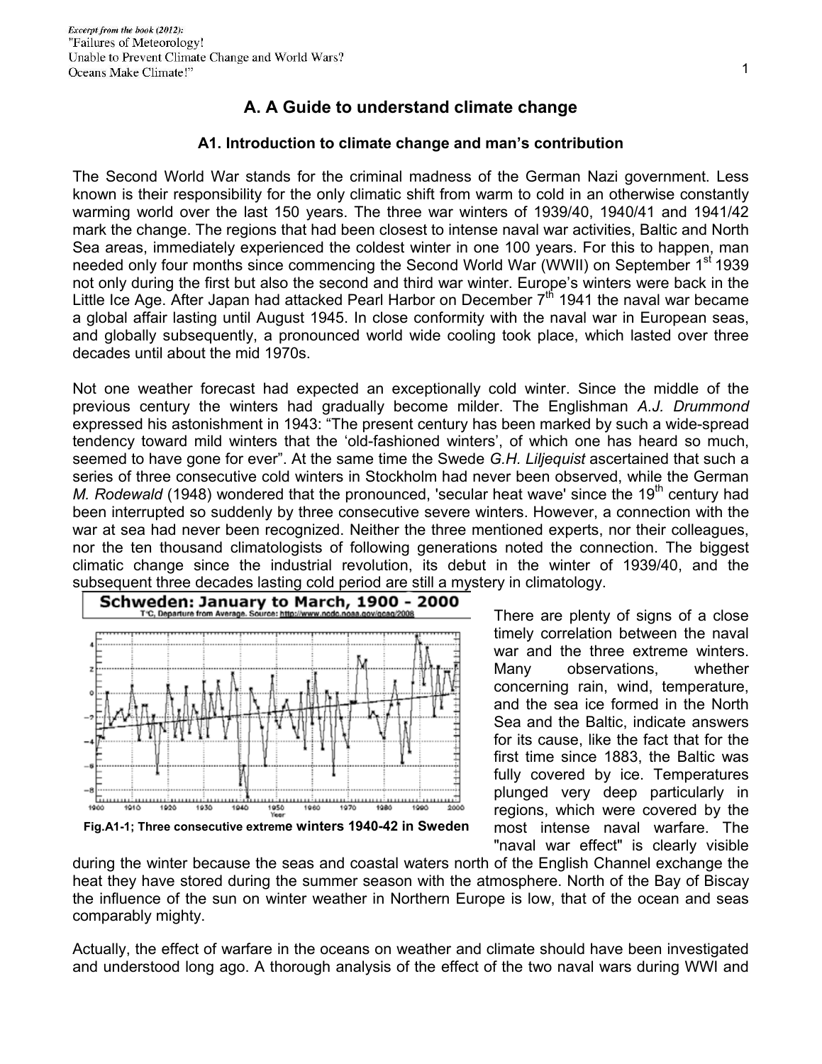Excerpt from the book (2012):
"Failures of Meteorology!
Unable to Prevent Climate Change and World Wars?
Oceans Make Climate!"

## A. A Guide to understand climate change

### A1. Introduction to climate change and man's contribution

The Second World War stands for the criminal madness of the German Nazi government. Less known is their responsibility for the only climatic shift from warm to cold in an otherwise constantly warming world over the last 150 years. The three war winters of 1939/40, 1940/41 and 1941/42 mark the change. The regions that had been closest to intense naval war activities, Baltic and North Sea areas, immediately experienced the coldest winter in one 100 years. For this to happen, man needed only four months since commencing the Second World War (WWII) on September 1st 1939 not only during the first but also the second and third war winter. Europe's winters were back in the Little Ice Age. After Japan had attacked Pearl Harbor on December 7th 1941 the naval war became a global affair lasting until August 1945. In close conformity with the naval war in European seas, and globally subsequently, a pronounced world wide cooling took place, which lasted over three decades until about the mid 1970s.

Not one weather forecast had expected an exceptionally cold winter. Since the middle of the previous century the winters had gradually become milder. The Englishman *A.J. Drummond* expressed his astonishment in 1943: "The present century has been marked by such a wide-spread tendency toward mild winters that the 'old-fashioned winters', of which one has heard so much, seemed to have gone for ever". At the same time the Swede *G.H. Liljequist* ascertained that such a series of three consecutive cold winters in Stockholm had never been observed, while the German *M. Rodewald* (1948) wondered that the pronounced, 'secular heat wave' since the 19th century had been interrupted so suddenly by three consecutive severe winters. However, a connection with the war at sea had never been recognized. Neither the three mentioned experts, nor their colleagues, nor the ten thousand climatologists of following generations noted the connection. The biggest climatic change since the industrial revolution, its debut in the winter of 1939/40, and the subsequent three decades lasting cold period are still a mystery in climatology.

**Fig.A1-1; Three consecutive extreme winters 1940-42 in Sweden**

There are plenty of signs of a close timely correlation between the naval war and the three extreme winters. Many observations, whether concerning rain, wind, temperature, and the sea ice formed in the North Sea and the Baltic, indicate answers for its cause, like the fact that for the first time since 1883, the Baltic was fully covered by ice. Temperatures plunged very deep particularly in regions, which were covered by the most intense naval warfare. The "naval war effect" is clearly visible during the winter because the seas and coastal waters north of the English Channel exchange the heat they have stored during the summer season with the atmosphere. North of the Bay of Biscay the influence of the sun on winter weather in Northern Europe is low, that of the ocean and seas comparably mighty.

Actually, the effect of warfare in the oceans on weather and climate should have been investigated and understood long ago. A thorough analysis of the effect of the two naval wars during WWI and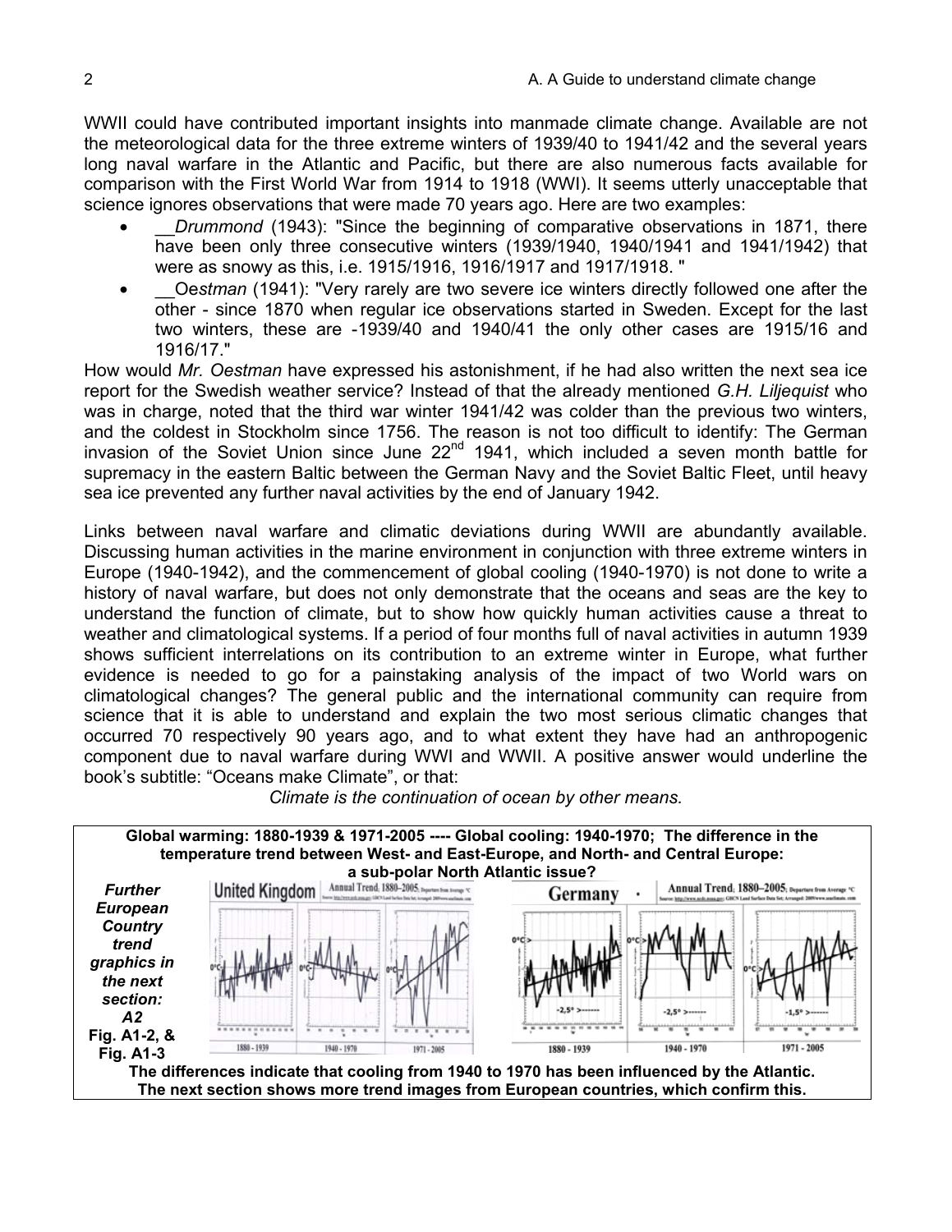WWII could have contributed important insights into manmade climate change. Available are not the meteorological data for the three extreme winters of 1939/40 to 1941/42 and the several years long naval warfare in the Atlantic and Pacific, but there are also numerous facts available for comparison with the First World War from 1914 to 1918 (WWI). It seems utterly unacceptable that science ignores observations that were made 70 years ago. Here are two examples:

- __*Drummond* (1943): "Since the beginning of comparative observations in 1871, there have been only three consecutive winters (1939/1940, 1940/1941 and 1941/1942) that were as snowy as this, i.e. 1915/1916, 1916/1917 and 1917/1918. "
- __Oe*stman* (1941): "Very rarely are two severe ice winters directly followed one after the other - since 1870 when regular ice observations started in Sweden. Except for the last two winters, these are -1939/40 and 1940/41 the only other cases are 1915/16 and 1916/17."

How would *Mr. Oestman* have expressed his astonishment, if he had also written the next sea ice report for the Swedish weather service? Instead of that the already mentioned *G.H. Liljequist* who was in charge, noted that the third war winter 1941/42 was colder than the previous two winters, and the coldest in Stockholm since 1756. The reason is not too difficult to identify: The German invasion of the Soviet Union since June 22nd 1941, which included a seven month battle for supremacy in the eastern Baltic between the German Navy and the Soviet Baltic Fleet, until heavy sea ice prevented any further naval activities by the end of January 1942.

Links between naval warfare and climatic deviations during WWII are abundantly available. Discussing human activities in the marine environment in conjunction with three extreme winters in Europe (1940-1942), and the commencement of global cooling (1940-1970) is not done to write a history of naval warfare, but does not only demonstrate that the oceans and seas are the key to understand the function of climate, but to show how quickly human activities cause a threat to weather and climatological systems. If a period of four months full of naval activities in autumn 1939 shows sufficient interrelations on its contribution to an extreme winter in Europe, what further evidence is needed to go for a painstaking analysis of the impact of two World wars on climatological changes? The general public and the international community can require from science that it is able to understand and explain the two most serious climatic changes that occurred 70 respectively 90 years ago, and to what extent they have had an anthropogenic component due to naval warfare during WWI and WWII. A positive answer would underline the book's subtitle: "Oceans make Climate", or that:

*Climate is the continuation of ocean by other means.*

**Global warming: 1880-1939 & 1971-2005 ---- Global cooling: 1940-1970; The difference in the temperature trend between West- and East-Europe, and North- and Central Europe: a sub-polar North Atlantic issue?**

***Further European Country trend graphics in the next section: A2 Fig. A1-2, & Fig. A1-3***

United Kingdom — Annual Trend, 1880-2005; Departure from Average °C

0°C

1880 - 1939 | 1940 - 1970 | 1971 - 2005

Germany — Annual Trend, 1880–2005; Departure from Average °C

0°C

-2,5° | -2,5° | -1,5°

1880 - 1939 | 1940 - 1970 | 1971 - 2005

**The differences indicate that cooling from 1940 to 1970 has been influenced by the Atlantic. The next section shows more trend images from European countries, which confirm this.**